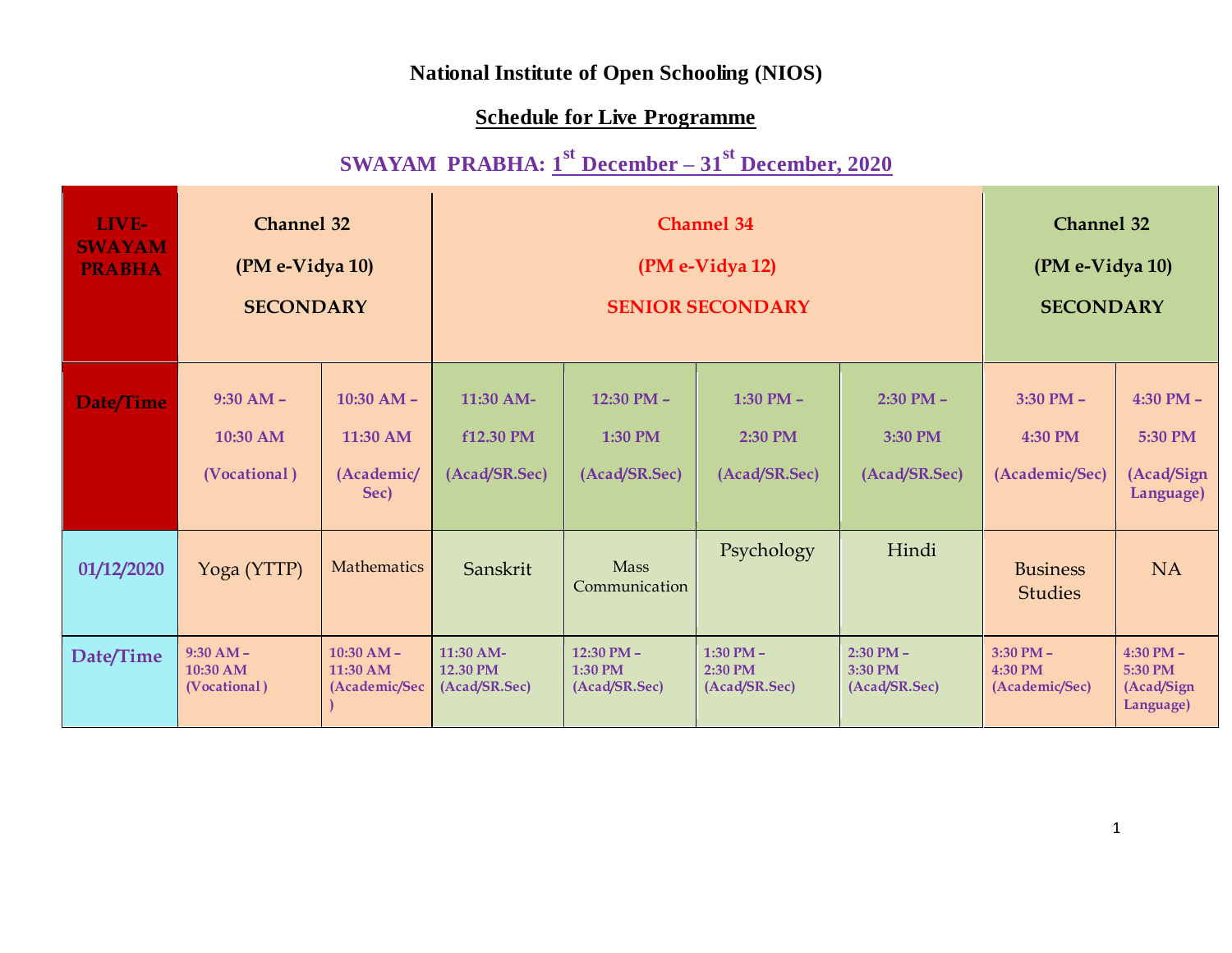**National Institute of Open Schooling (NIOS)**

**Schedule for Live Programme**

**SWAYAM PRABHA: 1st December – 31st December, 2020**

| LIVE-SWAYAM PRABHA | Channel 32 (PM e-Vidya 10) SECONDARY | | Channel 34 (PM e-Vidya 12) SENIOR SECONDARY | | | | Channel 32 (PM e-Vidya 10) SECONDARY | |
|---|---|---|---|---|---|---|---|---|
| **Date/Time** | 9:30 AM – 10:30 AM (Vocational ) | 10:30 AM – 11:30 AM (Academic/ Sec) | 11:30 AM- f12.30 PM (Acad/SR.Sec) | 12:30 PM – 1:30 PM (Acad/SR.Sec) | 1:30 PM – 2:30 PM (Acad/SR.Sec) | 2:30 PM – 3:30 PM (Acad/SR.Sec) | 3:30 PM – 4:30 PM (Academic/Sec) | 4:30 PM – 5:30 PM (Acad/Sign Language) |
| 01/12/2020 | Yoga (YTTP) | Mathematics | Sanskrit | Mass Communication | Psychology | Hindi | Business Studies | NA |
| Date/Time | 9:30 AM – 10:30 AM (Vocational ) | 10:30 AM – 11:30 AM (Academic/Sec ) | 11:30 AM- 12.30 PM (Acad/SR.Sec) | 12:30 PM – 1:30 PM (Acad/SR.Sec) | 1:30 PM – 2:30 PM (Acad/SR.Sec) | 2:30 PM – 3:30 PM (Acad/SR.Sec) | 3:30 PM – 4:30 PM (Academic/Sec) | 4:30 PM – 5:30 PM (Acad/Sign Language) |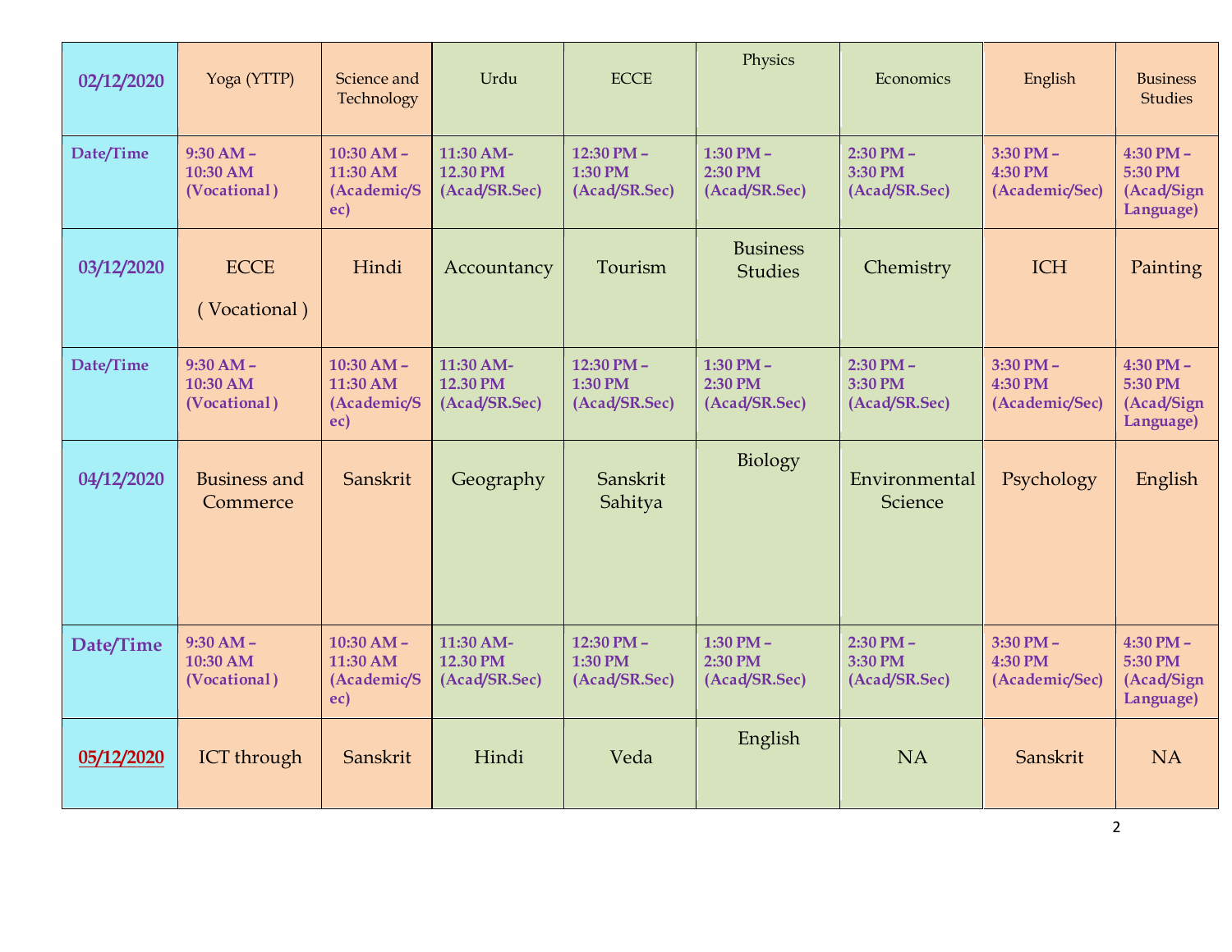| 02/12/2020 | Yoga (YTTP) | Science and Technology | Urdu | ECCE | Physics | Economics | English | Business Studies |
|---|---|---|---|---|---|---|---|---|
| **Date/Time** | **9:30 AM – 10:30 AM (Vocational )** | **10:30 AM – 11:30 AM (Academic/Sec)** | **11:30 AM- 12.30 PM (Acad/SR.Sec)** | **12:30 PM – 1:30 PM (Acad/SR.Sec)** | **1:30 PM – 2:30 PM (Acad/SR.Sec)** | **2:30 PM – 3:30 PM (Acad/SR.Sec)** | **3:30 PM – 4:30 PM (Academic/Sec)** | **4:30 PM – 5:30 PM (Acad/Sign Language)** |
| **03/12/2020** | ECCE ( Vocational ) | Hindi | Accountancy | Tourism | Business Studies | Chemistry | ICH | Painting |
| **Date/Time** | **9:30 AM – 10:30 AM (Vocational )** | **10:30 AM – 11:30 AM (Academic/Sec)** | **11:30 AM- 12.30 PM (Acad/SR.Sec)** | **12:30 PM – 1:30 PM (Acad/SR.Sec)** | **1:30 PM – 2:30 PM (Acad/SR.Sec)** | **2:30 PM – 3:30 PM (Acad/SR.Sec)** | **3:30 PM – 4:30 PM (Academic/Sec)** | **4:30 PM – 5:30 PM (Acad/Sign Language)** |
| **04/12/2020** | Business and Commerce | Sanskrit | Geography | Sanskrit Sahitya | Biology | Environmental Science | Psychology | English |
| **Date/Time** | **9:30 AM – 10:30 AM (Vocational )** | **10:30 AM – 11:30 AM (Academic/Sec)** | **11:30 AM- 12.30 PM (Acad/SR.Sec)** | **12:30 PM – 1:30 PM (Acad/SR.Sec)** | **1:30 PM – 2:30 PM (Acad/SR.Sec)** | **2:30 PM – 3:30 PM (Acad/SR.Sec)** | **3:30 PM – 4:30 PM (Academic/Sec)** | **4:30 PM – 5:30 PM (Acad/Sign Language)** |
| **05/12/2020** | ICT through | Sanskrit | Hindi | Veda | English | NA | Sanskrit | NA |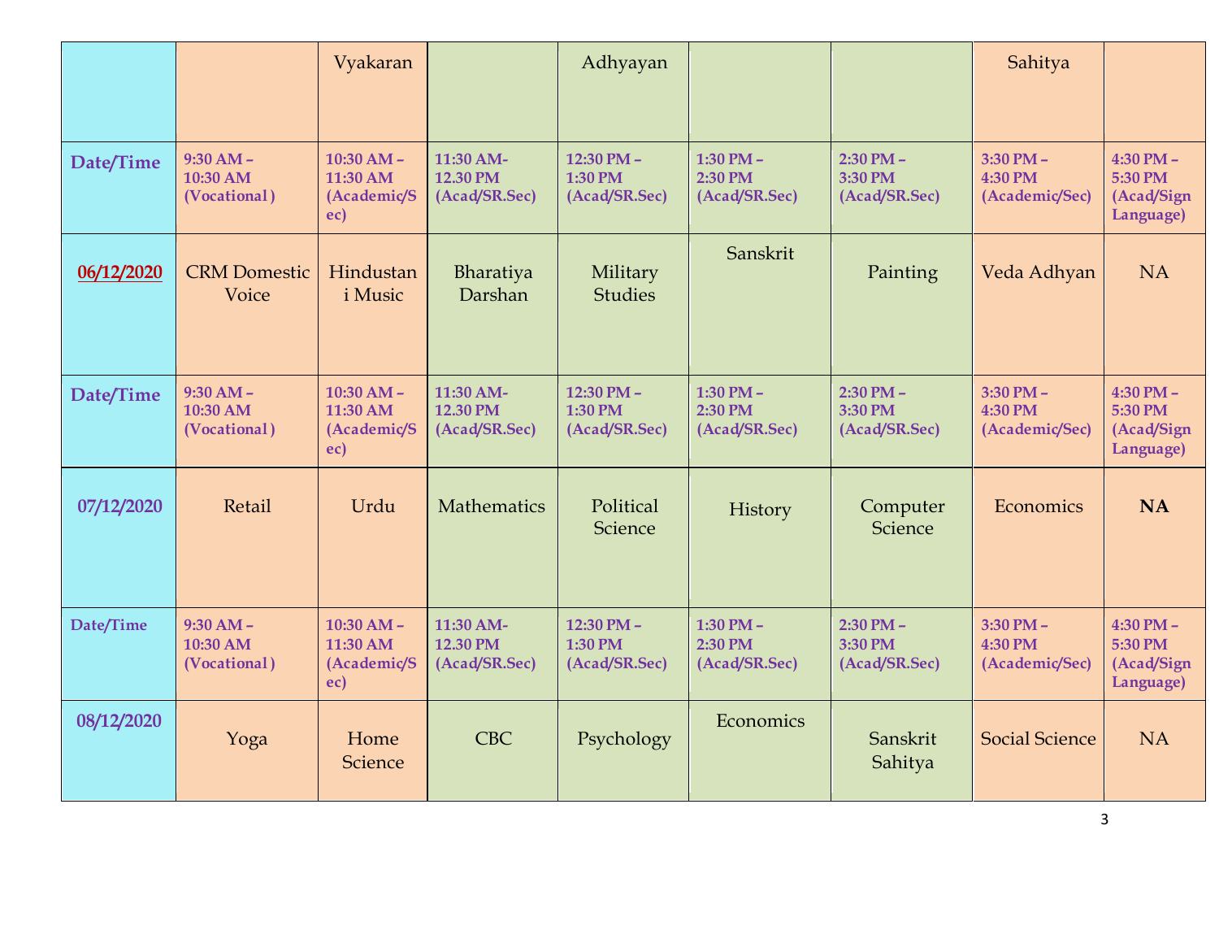| | | Vyakaran | | Adhyayan | | | Sahitya | |
|---|---|---|---|---|---|---|---|---|
| **Date/Time** | **9:30 AM – 10:30 AM (Vocational )** | **10:30 AM – 11:30 AM (Academic/Sec)** | **11:30 AM- 12.30 PM (Acad/SR.Sec)** | **12:30 PM – 1:30 PM (Acad/SR.Sec)** | **1:30 PM – 2:30 PM (Acad/SR.Sec)** | **2:30 PM – 3:30 PM (Acad/SR.Sec)** | **3:30 PM – 4:30 PM (Academic/Sec)** | **4:30 PM – 5:30 PM (Acad/Sign Language)** |
| **06/12/2020** | CRM Domestic Voice | Hindustani Music | Bharatiya Darshan | Military Studies | Sanskrit | Painting | Veda Adhyan | NA |
| **Date/Time** | **9:30 AM – 10:30 AM (Vocational )** | **10:30 AM – 11:30 AM (Academic/Sec)** | **11:30 AM- 12.30 PM (Acad/SR.Sec)** | **12:30 PM – 1:30 PM (Acad/SR.Sec)** | **1:30 PM – 2:30 PM (Acad/SR.Sec)** | **2:30 PM – 3:30 PM (Acad/SR.Sec)** | **3:30 PM – 4:30 PM (Academic/Sec)** | **4:30 PM – 5:30 PM (Acad/Sign Language)** |
| **07/12/2020** | Retail | Urdu | Mathematics | Political Science | History | Computer Science | Economics | **NA** |
| **Date/Time** | **9:30 AM – 10:30 AM (Vocational )** | **10:30 AM – 11:30 AM (Academic/Sec)** | **11:30 AM- 12.30 PM (Acad/SR.Sec)** | **12:30 PM – 1:30 PM (Acad/SR.Sec)** | **1:30 PM – 2:30 PM (Acad/SR.Sec)** | **2:30 PM – 3:30 PM (Acad/SR.Sec)** | **3:30 PM – 4:30 PM (Academic/Sec)** | **4:30 PM – 5:30 PM (Acad/Sign Language)** |
| **08/12/2020** | Yoga | Home Science | CBC | Psychology | Economics | Sanskrit Sahitya | Social Science | NA |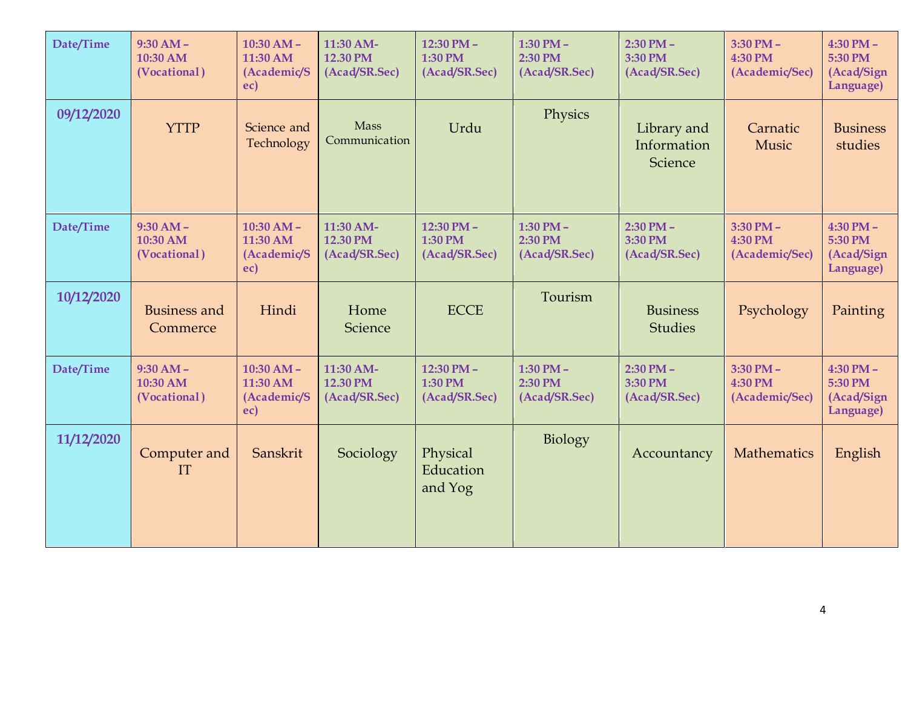| Date/Time | 9:30 AM – 10:30 AM (Vocational ) | 10:30 AM – 11:30 AM (Academic/Sec) | 11:30 AM- 12.30 PM (Acad/SR.Sec) | 12:30 PM – 1:30 PM (Acad/SR.Sec) | 1:30 PM – 2:30 PM (Acad/SR.Sec) | 2:30 PM – 3:30 PM (Acad/SR.Sec) | 3:30 PM – 4:30 PM (Academic/Sec) | 4:30 PM – 5:30 PM (Acad/Sign Language) |
|---|---|---|---|---|---|---|---|---|
| 09/12/2020 | YTTP | Science and Technology | Mass Communication | Urdu | Physics | Library and Information Science | Carnatic Music | Business studies |
| Date/Time | 9:30 AM – 10:30 AM (Vocational ) | 10:30 AM – 11:30 AM (Academic/Sec) | 11:30 AM- 12.30 PM (Acad/SR.Sec) | 12:30 PM – 1:30 PM (Acad/SR.Sec) | 1:30 PM – 2:30 PM (Acad/SR.Sec) | 2:30 PM – 3:30 PM (Acad/SR.Sec) | 3:30 PM – 4:30 PM (Academic/Sec) | 4:30 PM – 5:30 PM (Acad/Sign Language) |
| 10/12/2020 | Business and Commerce | Hindi | Home Science | ECCE | Tourism | Business Studies | Psychology | Painting |
| Date/Time | 9:30 AM – 10:30 AM (Vocational ) | 10:30 AM – 11:30 AM (Academic/Sec) | 11:30 AM- 12.30 PM (Acad/SR.Sec) | 12:30 PM – 1:30 PM (Acad/SR.Sec) | 1:30 PM – 2:30 PM (Acad/SR.Sec) | 2:30 PM – 3:30 PM (Acad/SR.Sec) | 3:30 PM – 4:30 PM (Academic/Sec) | 4:30 PM – 5:30 PM (Acad/Sign Language) |
| 11/12/2020 | Computer and IT | Sanskrit | Sociology | Physical Education and Yog | Biology | Accountancy | Mathematics | English |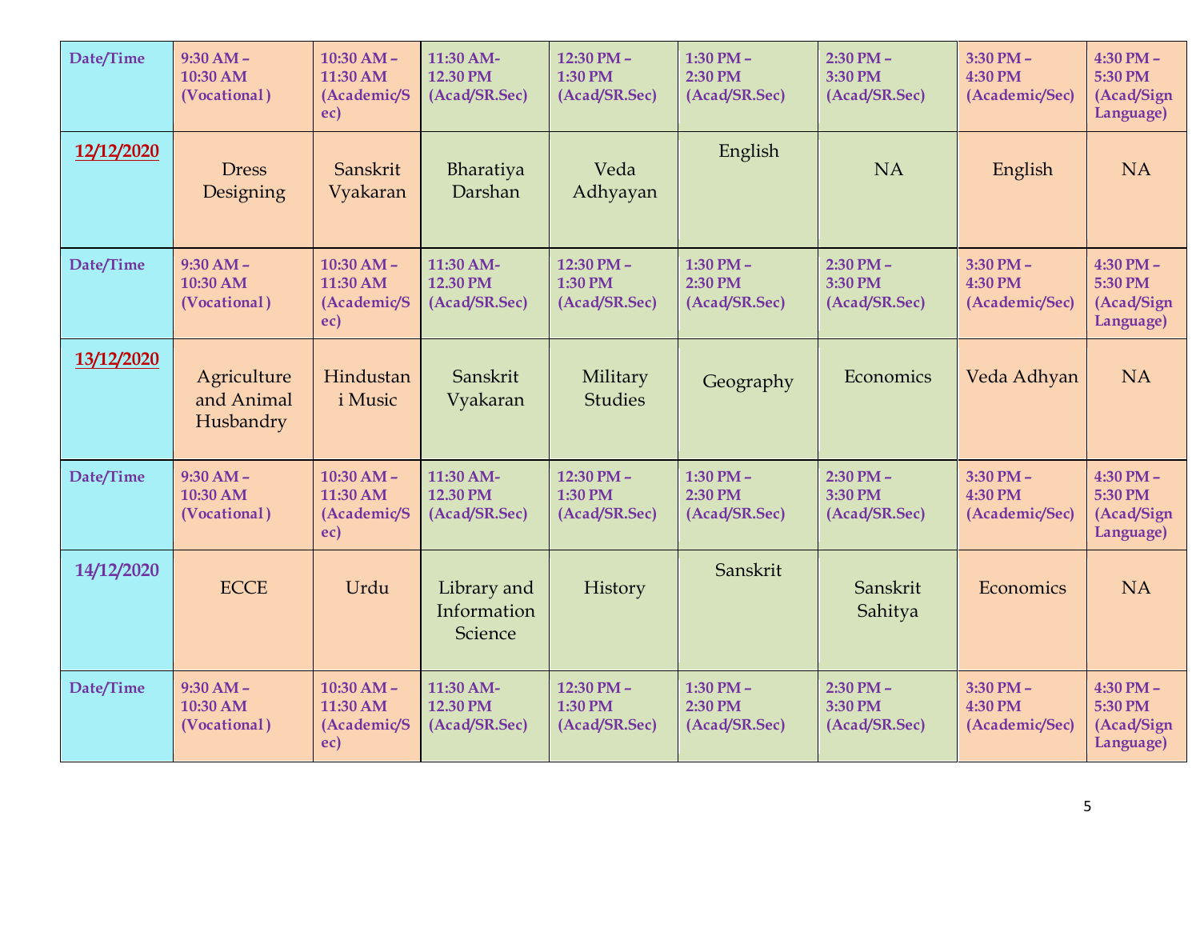| Date/Time | 9:30 AM – 10:30 AM (Vocational) | 10:30 AM – 11:30 AM (Academic/Sec) | 11:30 AM- 12.30 PM (Acad/SR.Sec) | 12:30 PM – 1:30 PM (Acad/SR.Sec) | 1:30 PM – 2:30 PM (Acad/SR.Sec) | 2:30 PM – 3:30 PM (Acad/SR.Sec) | 3:30 PM – 4:30 PM (Academic/Sec) | 4:30 PM – 5:30 PM (Acad/Sign Language) |
|---|---|---|---|---|---|---|---|---|
| 12/12/2020 | Dress Designing | Sanskrit Vyakaran | Bharatiya Darshan | Veda Adhyayan | English | NA | English | NA |
| Date/Time | 9:30 AM – 10:30 AM (Vocational) | 10:30 AM – 11:30 AM (Academic/Sec) | 11:30 AM- 12.30 PM (Acad/SR.Sec) | 12:30 PM – 1:30 PM (Acad/SR.Sec) | 1:30 PM – 2:30 PM (Acad/SR.Sec) | 2:30 PM – 3:30 PM (Acad/SR.Sec) | 3:30 PM – 4:30 PM (Academic/Sec) | 4:30 PM – 5:30 PM (Acad/Sign Language) |
| 13/12/2020 | Agriculture and Animal Husbandry | Hindustani Music | Sanskrit Vyakaran | Military Studies | Geography | Economics | Veda Adhyan | NA |
| Date/Time | 9:30 AM – 10:30 AM (Vocational) | 10:30 AM – 11:30 AM (Academic/Sec) | 11:30 AM- 12.30 PM (Acad/SR.Sec) | 12:30 PM – 1:30 PM (Acad/SR.Sec) | 1:30 PM – 2:30 PM (Acad/SR.Sec) | 2:30 PM – 3:30 PM (Acad/SR.Sec) | 3:30 PM – 4:30 PM (Academic/Sec) | 4:30 PM – 5:30 PM (Acad/Sign Language) |
| 14/12/2020 | ECCE | Urdu | Library and Information Science | History | Sanskrit | Sanskrit Sahitya | Economics | NA |
| Date/Time | 9:30 AM – 10:30 AM (Vocational) | 10:30 AM – 11:30 AM (Academic/Sec) | 11:30 AM- 12.30 PM (Acad/SR.Sec) | 12:30 PM – 1:30 PM (Acad/SR.Sec) | 1:30 PM – 2:30 PM (Acad/SR.Sec) | 2:30 PM – 3:30 PM (Acad/SR.Sec) | 3:30 PM – 4:30 PM (Academic/Sec) | 4:30 PM – 5:30 PM (Acad/Sign Language) |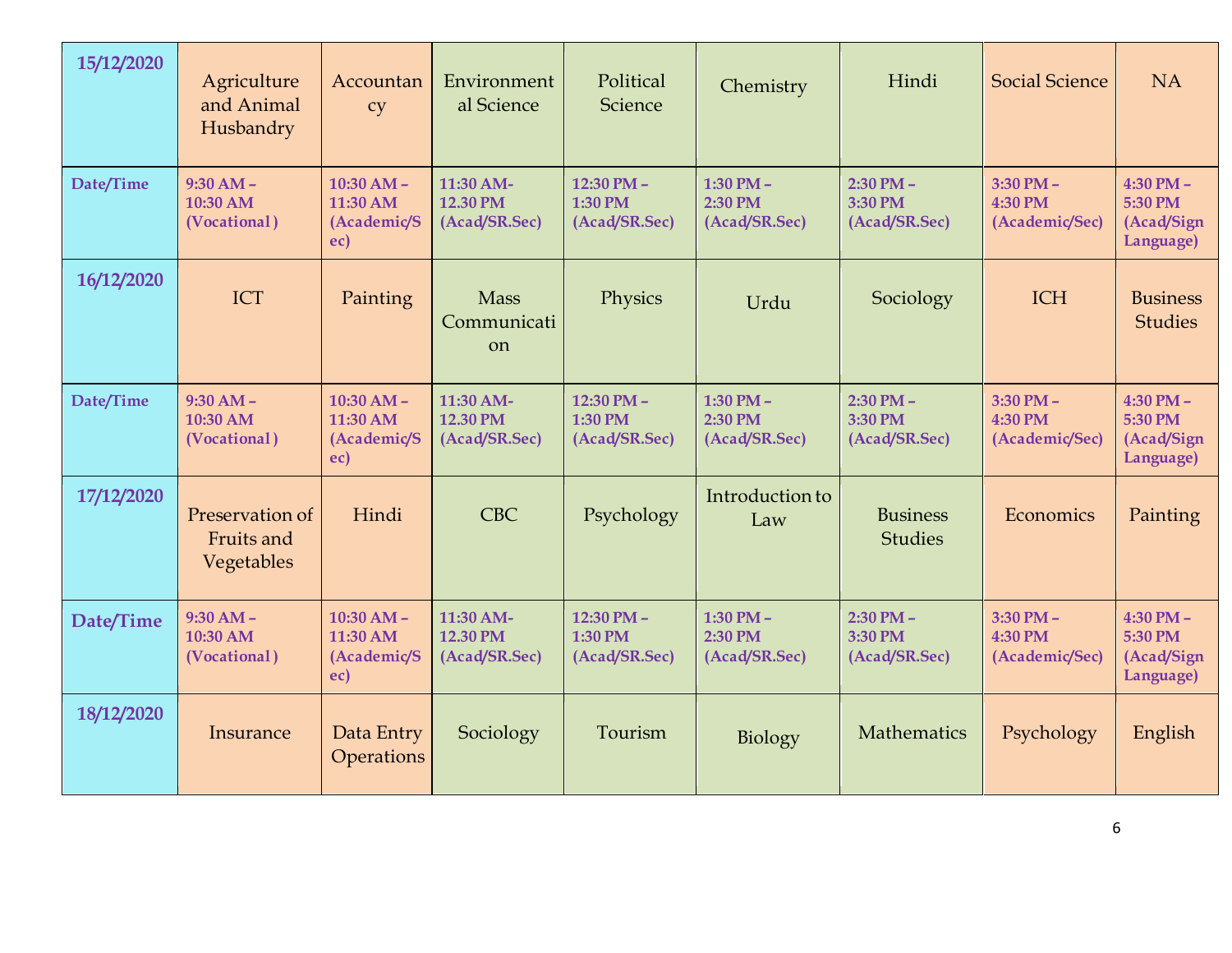| 15/12/2020 | Agriculture and Animal Husbandry | Accountancy | Environmental Science | Political Science | Chemistry | Hindi | Social Science | NA |
|---|---|---|---|---|---|---|---|---|
| **Date/Time** | **9:30 AM – 10:30 AM (Vocational )** | **10:30 AM – 11:30 AM (Academic/Sec)** | **11:30 AM-12.30 PM (Acad/SR.Sec)** | **12:30 PM – 1:30 PM (Acad/SR.Sec)** | **1:30 PM – 2:30 PM (Acad/SR.Sec)** | **2:30 PM – 3:30 PM (Acad/SR.Sec)** | **3:30 PM – 4:30 PM (Academic/Sec)** | **4:30 PM – 5:30 PM (Acad/Sign Language)** |
| **16/12/2020** | ICT | Painting | Mass Communication | Physics | Urdu | Sociology | ICH | Business Studies |
| **Date/Time** | **9:30 AM – 10:30 AM (Vocational )** | **10:30 AM – 11:30 AM (Academic/Sec)** | **11:30 AM-12.30 PM (Acad/SR.Sec)** | **12:30 PM – 1:30 PM (Acad/SR.Sec)** | **1:30 PM – 2:30 PM (Acad/SR.Sec)** | **2:30 PM – 3:30 PM (Acad/SR.Sec)** | **3:30 PM – 4:30 PM (Academic/Sec)** | **4:30 PM – 5:30 PM (Acad/Sign Language)** |
| **17/12/2020** | Preservation of Fruits and Vegetables | Hindi | CBC | Psychology | Introduction to Law | Business Studies | Economics | Painting |
| **Date/Time** | **9:30 AM – 10:30 AM (Vocational )** | **10:30 AM – 11:30 AM (Academic/Sec)** | **11:30 AM-12.30 PM (Acad/SR.Sec)** | **12:30 PM – 1:30 PM (Acad/SR.Sec)** | **1:30 PM – 2:30 PM (Acad/SR.Sec)** | **2:30 PM – 3:30 PM (Acad/SR.Sec)** | **3:30 PM – 4:30 PM (Academic/Sec)** | **4:30 PM – 5:30 PM (Acad/Sign Language)** |
| **18/12/2020** | Insurance | Data Entry Operations | Sociology | Tourism | Biology | Mathematics | Psychology | English |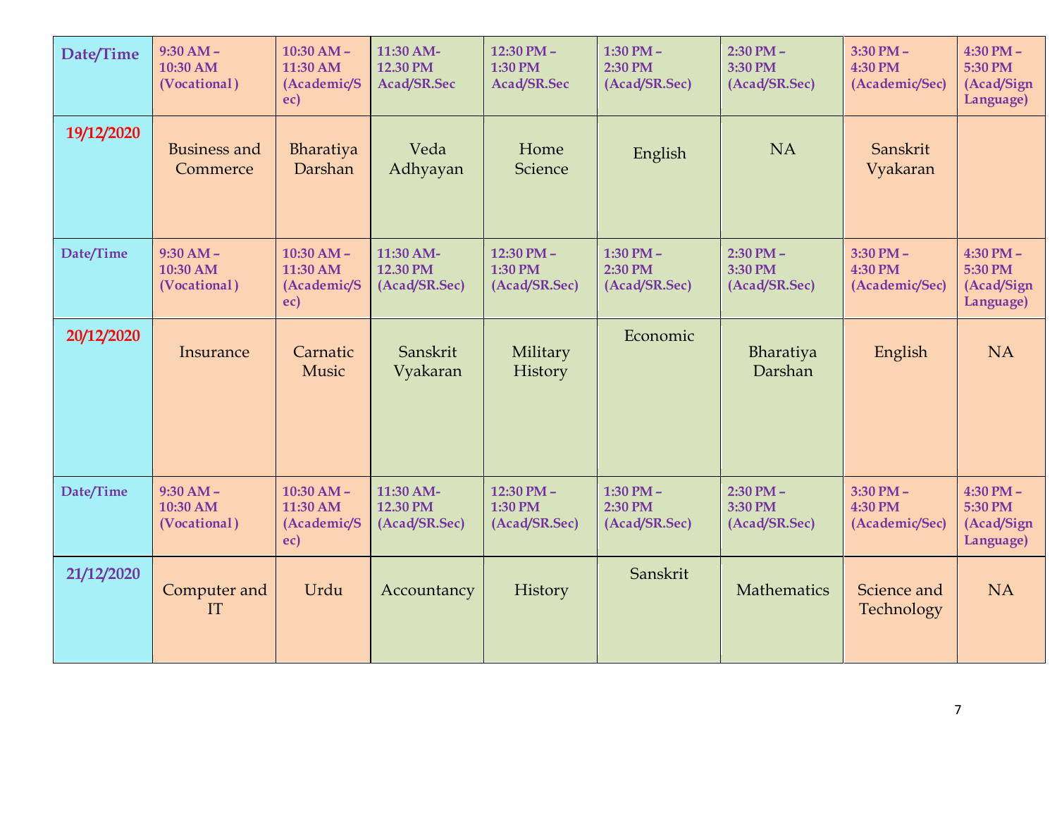| Date/Time | 9:30 AM – 10:30 AM (Vocational ) | 10:30 AM – 11:30 AM (Academic/Sec) | 11:30 AM- 12.30 PM Acad/SR.Sec | 12:30 PM – 1:30 PM Acad/SR.Sec | 1:30 PM – 2:30 PM (Acad/SR.Sec) | 2:30 PM – 3:30 PM (Acad/SR.Sec) | 3:30 PM – 4:30 PM (Academic/Sec) | 4:30 PM – 5:30 PM (Acad/Sign Language) |
|---|---|---|---|---|---|---|---|---|
| 19/12/2020 | Business and Commerce | Bharatiya Darshan | Veda Adhyayan | Home Science | English | NA | Sanskrit Vyakaran | |
| Date/Time | 9:30 AM – 10:30 AM (Vocational ) | 10:30 AM – 11:30 AM (Academic/Sec) | 11:30 AM- 12.30 PM (Acad/SR.Sec) | 12:30 PM – 1:30 PM (Acad/SR.Sec) | 1:30 PM – 2:30 PM (Acad/SR.Sec) | 2:30 PM – 3:30 PM (Acad/SR.Sec) | 3:30 PM – 4:30 PM (Academic/Sec) | 4:30 PM – 5:30 PM (Acad/Sign Language) |
| 20/12/2020 | Insurance | Carnatic Music | Sanskrit Vyakaran | Military History | Economic | Bharatiya Darshan | English | NA |
| Date/Time | 9:30 AM – 10:30 AM (Vocational ) | 10:30 AM – 11:30 AM (Academic/Sec) | 11:30 AM- 12.30 PM (Acad/SR.Sec) | 12:30 PM – 1:30 PM (Acad/SR.Sec) | 1:30 PM – 2:30 PM (Acad/SR.Sec) | 2:30 PM – 3:30 PM (Acad/SR.Sec) | 3:30 PM – 4:30 PM (Academic/Sec) | 4:30 PM – 5:30 PM (Acad/Sign Language) |
| 21/12/2020 | Computer and IT | Urdu | Accountancy | History | Sanskrit | Mathematics | Science and Technology | NA |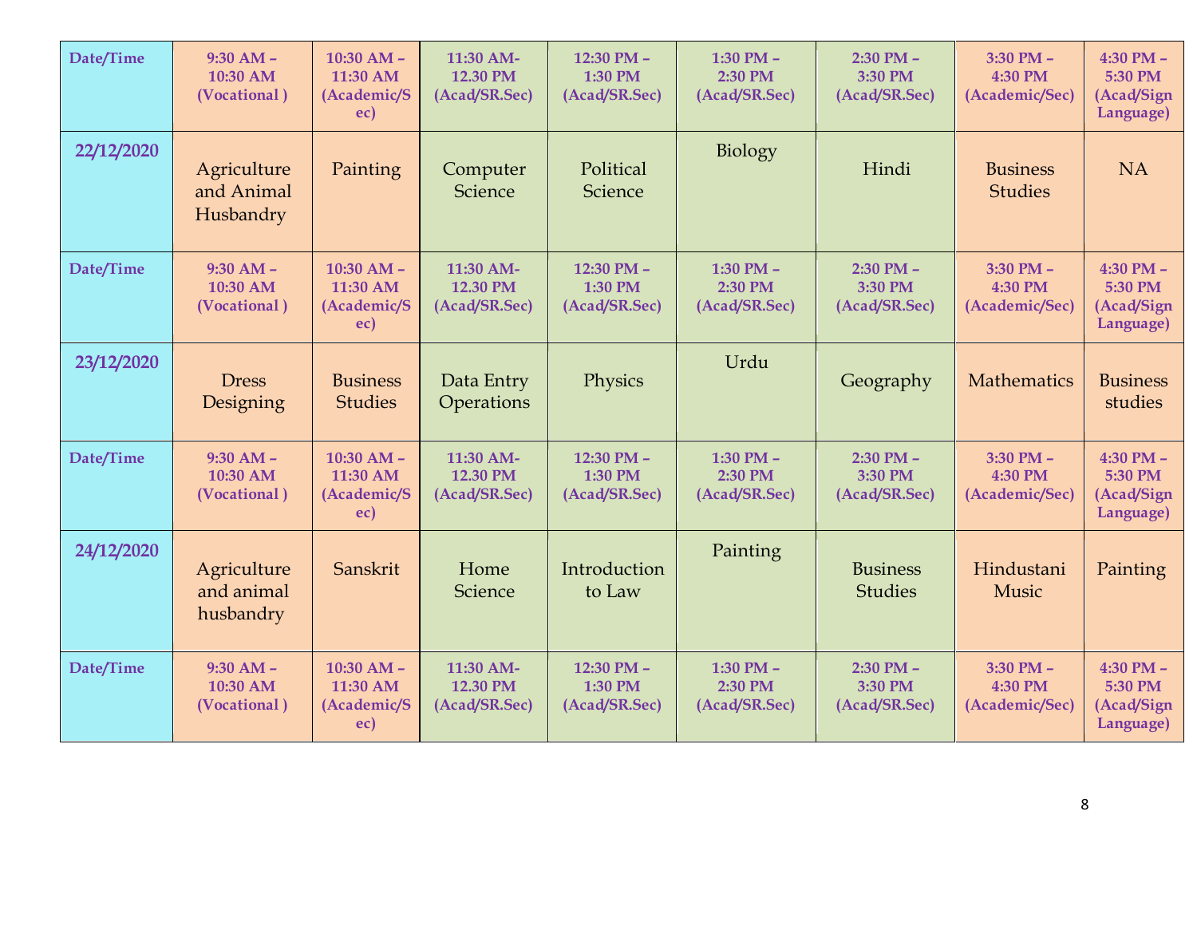| Date/Time | 9:30 AM – 10:30 AM (Vocational ) | 10:30 AM – 11:30 AM (Academic/Sec) | 11:30 AM- 12.30 PM (Acad/SR.Sec) | 12:30 PM – 1:30 PM (Acad/SR.Sec) | 1:30 PM – 2:30 PM (Acad/SR.Sec) | 2:30 PM – 3:30 PM (Acad/SR.Sec) | 3:30 PM – 4:30 PM (Academic/Sec) | 4:30 PM – 5:30 PM (Acad/Sign Language) |
|---|---|---|---|---|---|---|---|---|
| 22/12/2020 | Agriculture and Animal Husbandry | Painting | Computer Science | Political Science | Biology | Hindi | Business Studies | NA |
| Date/Time | 9:30 AM – 10:30 AM (Vocational ) | 10:30 AM – 11:30 AM (Academic/Sec) | 11:30 AM- 12.30 PM (Acad/SR.Sec) | 12:30 PM – 1:30 PM (Acad/SR.Sec) | 1:30 PM – 2:30 PM (Acad/SR.Sec) | 2:30 PM – 3:30 PM (Acad/SR.Sec) | 3:30 PM – 4:30 PM (Academic/Sec) | 4:30 PM – 5:30 PM (Acad/Sign Language) |
| 23/12/2020 | Dress Designing | Business Studies | Data Entry Operations | Physics | Urdu | Geography | Mathematics | Business studies |
| Date/Time | 9:30 AM – 10:30 AM (Vocational ) | 10:30 AM – 11:30 AM (Academic/Sec) | 11:30 AM- 12.30 PM (Acad/SR.Sec) | 12:30 PM – 1:30 PM (Acad/SR.Sec) | 1:30 PM – 2:30 PM (Acad/SR.Sec) | 2:30 PM – 3:30 PM (Acad/SR.Sec) | 3:30 PM – 4:30 PM (Academic/Sec) | 4:30 PM – 5:30 PM (Acad/Sign Language) |
| 24/12/2020 | Agriculture and animal husbandry | Sanskrit | Home Science | Introduction to Law | Painting | Business Studies | Hindustani Music | Painting |
| Date/Time | 9:30 AM – 10:30 AM (Vocational ) | 10:30 AM – 11:30 AM (Academic/Sec) | 11:30 AM- 12.30 PM (Acad/SR.Sec) | 12:30 PM – 1:30 PM (Acad/SR.Sec) | 1:30 PM – 2:30 PM (Acad/SR.Sec) | 2:30 PM – 3:30 PM (Acad/SR.Sec) | 3:30 PM – 4:30 PM (Academic/Sec) | 4:30 PM – 5:30 PM (Acad/Sign Language) |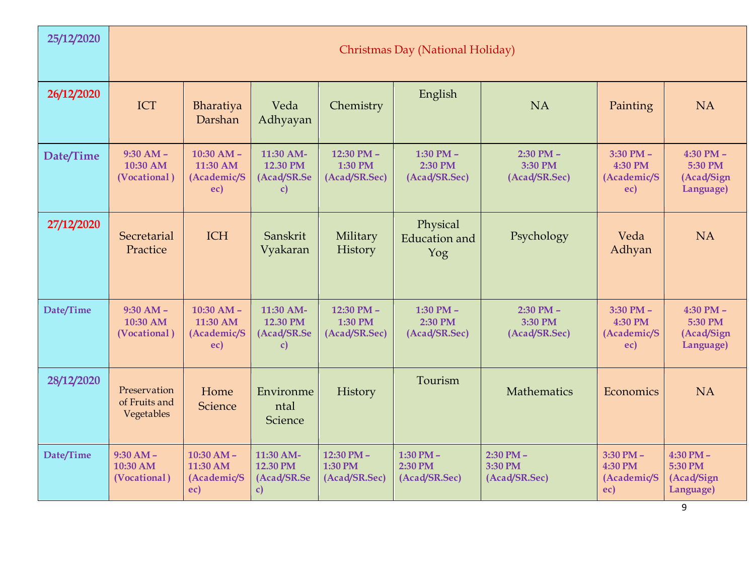| 25/12/2020 | Christmas Day (National Holiday) | | | | | | | |
|---|---|---|---|---|---|---|---|---|
| **26/12/2020** | ICT | Bharatiya Darshan | Veda Adhyayan | Chemistry | English | NA | Painting | NA |
| **Date/Time** | **9:30 AM – 10:30 AM (Vocational )** | **10:30 AM – 11:30 AM (Academic/Sec)** | **11:30 AM-12.30 PM (Acad/SR.Sec)** | **12:30 PM – 1:30 PM (Acad/SR.Sec)** | **1:30 PM – 2:30 PM (Acad/SR.Sec)** | **2:30 PM – 3:30 PM (Acad/SR.Sec)** | **3:30 PM – 4:30 PM (Academic/Sec)** | **4:30 PM – 5:30 PM (Acad/Sign Language)** |
| **27/12/2020** | Secretarial Practice | ICH | Sanskrit Vyakaran | Military History | Physical Education and Yog | Psychology | Veda Adhyan | NA |
| **Date/Time** | **9:30 AM – 10:30 AM (Vocational )** | **10:30 AM – 11:30 AM (Academic/Sec)** | **11:30 AM-12.30 PM (Acad/SR.Sec)** | **12:30 PM – 1:30 PM (Acad/SR.Sec)** | **1:30 PM – 2:30 PM (Acad/SR.Sec)** | **2:30 PM – 3:30 PM (Acad/SR.Sec)** | **3:30 PM – 4:30 PM (Academic/Sec)** | **4:30 PM – 5:30 PM (Acad/Sign Language)** |
| **28/12/2020** | Preservation of Fruits and Vegetables | Home Science | Environmental Science | History | Tourism | Mathematics | Economics | NA |
| **Date/Time** | **9:30 AM – 10:30 AM (Vocational )** | **10:30 AM – 11:30 AM (Academic/Sec)** | **11:30 AM-12.30 PM (Acad/SR.Sec)** | **12:30 PM – 1:30 PM (Acad/SR.Sec)** | **1:30 PM – 2:30 PM (Acad/SR.Sec)** | **2:30 PM – 3:30 PM (Acad/SR.Sec)** | **3:30 PM – 4:30 PM (Academic/Sec)** | **4:30 PM – 5:30 PM (Acad/Sign Language)** |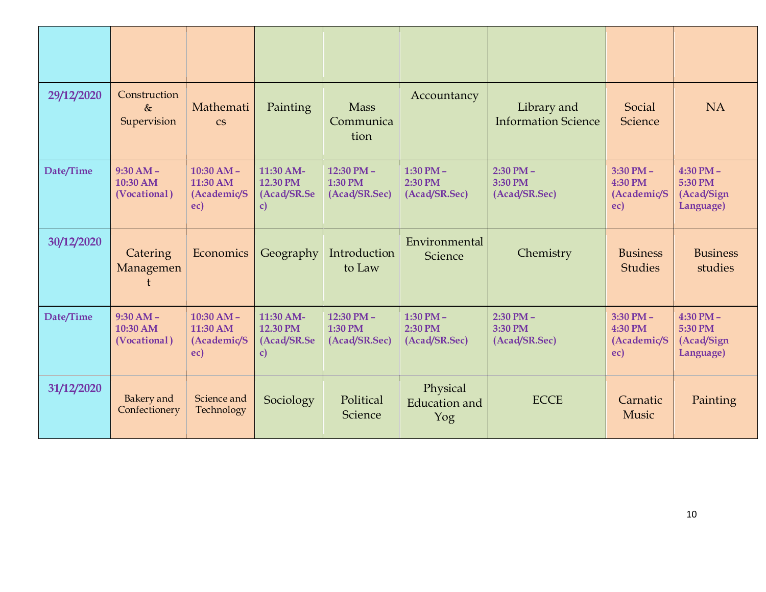| | | | | | | | | |
|---|---|---|---|---|---|---|---|---|
| **29/12/2020** | Construction & Supervision | Mathematics | Painting | Mass Communication | Accountancy | Library and Information Science | Social Science | NA |
| **Date/Time** | **9:30 AM – 10:30 AM (Vocational )** | **10:30 AM – 11:30 AM (Academic/Sec)** | **11:30 AM-12.30 PM (Acad/SR.Sec)** | **12:30 PM – 1:30 PM (Acad/SR.Sec)** | **1:30 PM – 2:30 PM (Acad/SR.Sec)** | **2:30 PM – 3:30 PM (Acad/SR.Sec)** | **3:30 PM – 4:30 PM (Academic/Sec)** | **4:30 PM – 5:30 PM (Acad/Sign Language)** |
| **30/12/2020** | Catering Management | Economics | Geography | Introduction to Law | Environmental Science | Chemistry | Business Studies | Business studies |
| **Date/Time** | **9:30 AM – 10:30 AM (Vocational )** | **10:30 AM – 11:30 AM (Academic/Sec)** | **11:30 AM-12.30 PM (Acad/SR.Sec)** | **12:30 PM – 1:30 PM (Acad/SR.Sec)** | **1:30 PM – 2:30 PM (Acad/SR.Sec)** | **2:30 PM – 3:30 PM (Acad/SR.Sec)** | **3:30 PM – 4:30 PM (Academic/Sec)** | **4:30 PM – 5:30 PM (Acad/Sign Language)** |
| **31/12/2020** | Bakery and Confectionery | Science and Technology | Sociology | Political Science | Physical Education and Yog | ECCE | Carnatic Music | Painting |